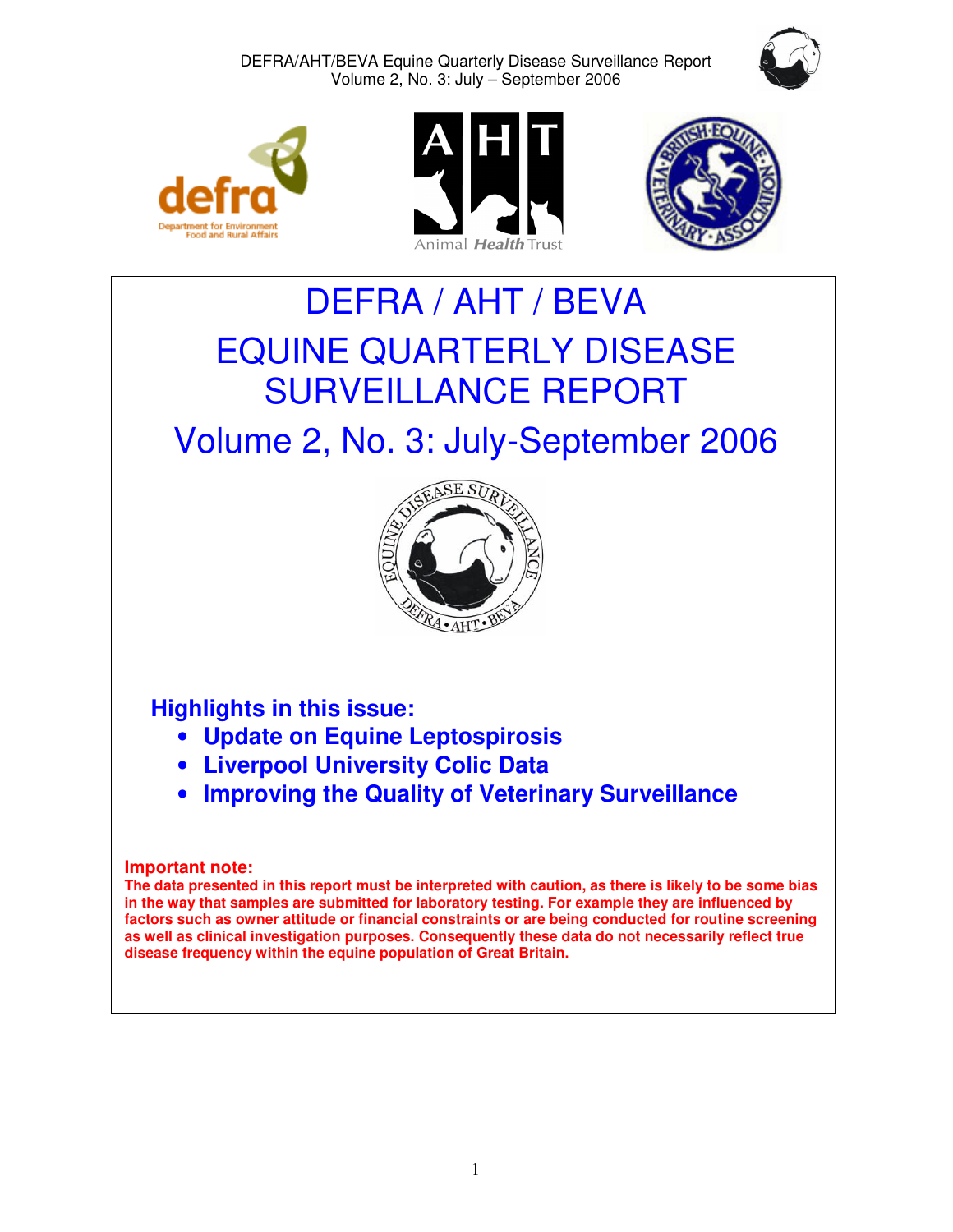# DEFRA / AHT / BEVA

# EQUINE QUARTERLY DISEASE SURVEILLANCE REPORT

## Volume 2, No. 3: July-September 2006

### Highlights in this issue:

- **Update on Equine Leptospirosis**
- **Liverpool University Colic Data**
- **Improving the Quality of Veterinary Surveillance**

**Important note:**

**The data presented in this report must be interpreted with caution, as there is likely to be some bias in the way that samples are submitted for laboratory testing. For example they are influenced by factors such as owner attitude or financial constraints or are being conducted for routine screening as well as clinical investigation purposes. Consequently these data do not necessarily reflect true disease frequency within the equine population of Great Britain.**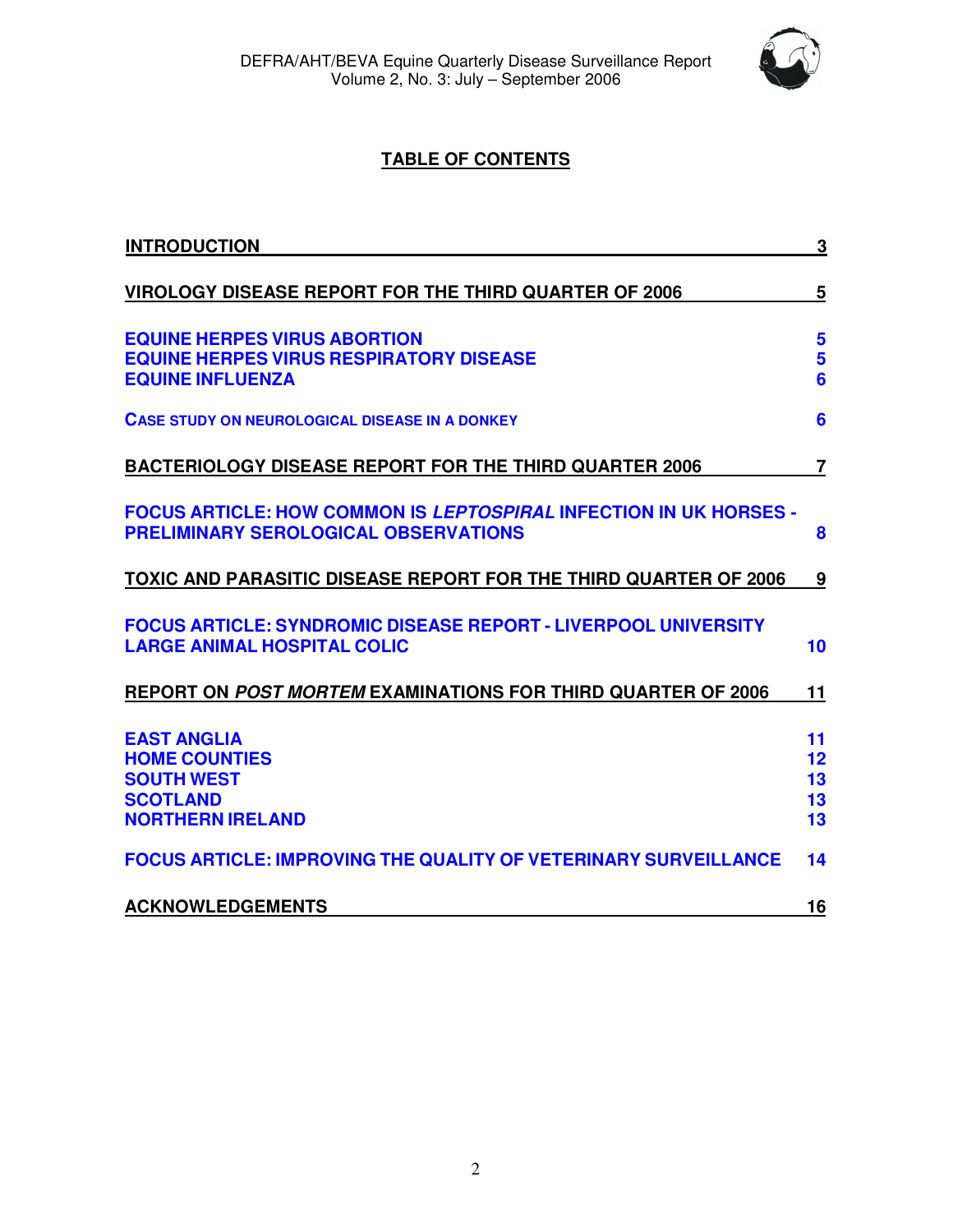## TABLE OF CONTENTS

| | |
|---|---|
| **INTRODUCTION** | **3** |
| **VIROLOGY DISEASE REPORT FOR THE THIRD QUARTER OF 2006** | **5** |
| **EQUINE HERPES VIRUS ABORTION** | **5** |
| **EQUINE HERPES VIRUS RESPIRATORY DISEASE** | **5** |
| **EQUINE INFLUENZA** | **6** |
| **CASE STUDY ON NEUROLOGICAL DISEASE IN A DONKEY** | **6** |
| **BACTERIOLOGY DISEASE REPORT FOR THE THIRD QUARTER 2006** | **7** |
| **FOCUS ARTICLE: HOW COMMON IS *LEPTOSPIRAL* INFECTION IN UK HORSES - PRELIMINARY SEROLOGICAL OBSERVATIONS** | **8** |
| **TOXIC AND PARASITIC DISEASE REPORT FOR THE THIRD QUARTER OF 2006** | **9** |
| **FOCUS ARTICLE: SYNDROMIC DISEASE REPORT - LIVERPOOL UNIVERSITY LARGE ANIMAL HOSPITAL COLIC** | **10** |
| **REPORT ON *POST MORTEM* EXAMINATIONS FOR THIRD QUARTER OF 2006** | **11** |
| **EAST ANGLIA** | **11** |
| **HOME COUNTIES** | **12** |
| **SOUTH WEST** | **13** |
| **SCOTLAND** | **13** |
| **NORTHERN IRELAND** | **13** |
| **FOCUS ARTICLE: IMPROVING THE QUALITY OF VETERINARY SURVEILLANCE** | **14** |
| **ACKNOWLEDGEMENTS** | **16** |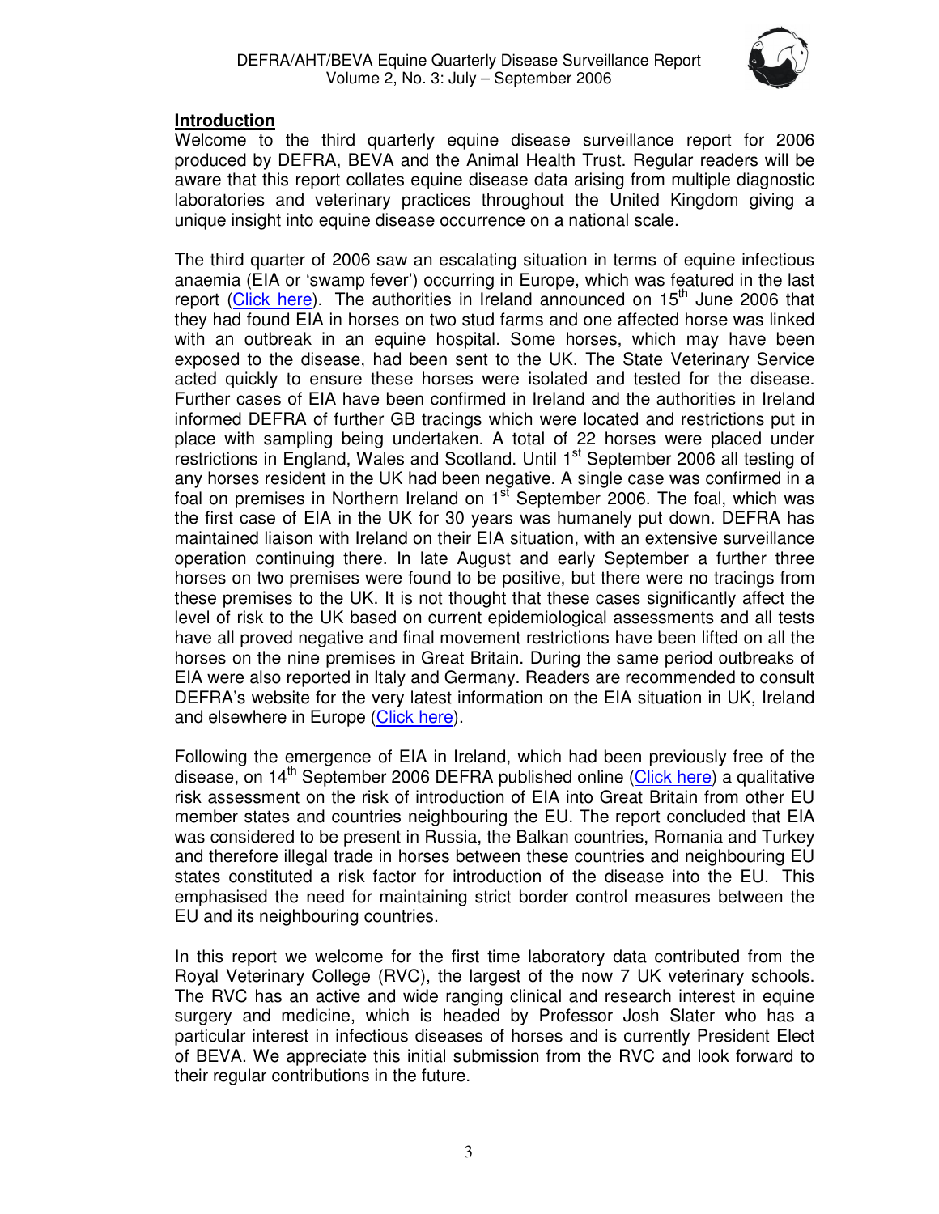## Introduction

Welcome to the third quarterly equine disease surveillance report for 2006 produced by DEFRA, BEVA and the Animal Health Trust. Regular readers will be aware that this report collates equine disease data arising from multiple diagnostic laboratories and veterinary practices throughout the United Kingdom giving a unique insight into equine disease occurrence on a national scale.

The third quarter of 2006 saw an escalating situation in terms of equine infectious anaemia (EIA or 'swamp fever') occurring in Europe, which was featured in the last report (Click here). The authorities in Ireland announced on 15th June 2006 that they had found EIA in horses on two stud farms and one affected horse was linked with an outbreak in an equine hospital. Some horses, which may have been exposed to the disease, had been sent to the UK. The State Veterinary Service acted quickly to ensure these horses were isolated and tested for the disease. Further cases of EIA have been confirmed in Ireland and the authorities in Ireland informed DEFRA of further GB tracings which were located and restrictions put in place with sampling being undertaken. A total of 22 horses were placed under restrictions in England, Wales and Scotland. Until 1st September 2006 all testing of any horses resident in the UK had been negative. A single case was confirmed in a foal on premises in Northern Ireland on 1st September 2006. The foal, which was the first case of EIA in the UK for 30 years was humanely put down. DEFRA has maintained liaison with Ireland on their EIA situation, with an extensive surveillance operation continuing there. In late August and early September a further three horses on two premises were found to be positive, but there were no tracings from these premises to the UK. It is not thought that these cases significantly affect the level of risk to the UK based on current epidemiological assessments and all tests have all proved negative and final movement restrictions have been lifted on all the horses on the nine premises in Great Britain. During the same period outbreaks of EIA were also reported in Italy and Germany. Readers are recommended to consult DEFRA's website for the very latest information on the EIA situation in UK, Ireland and elsewhere in Europe (Click here).

Following the emergence of EIA in Ireland, which had been previously free of the disease, on 14th September 2006 DEFRA published online (Click here) a qualitative risk assessment on the risk of introduction of EIA into Great Britain from other EU member states and countries neighbouring the EU. The report concluded that EIA was considered to be present in Russia, the Balkan countries, Romania and Turkey and therefore illegal trade in horses between these countries and neighbouring EU states constituted a risk factor for introduction of the disease into the EU. This emphasised the need for maintaining strict border control measures between the EU and its neighbouring countries.

In this report we welcome for the first time laboratory data contributed from the Royal Veterinary College (RVC), the largest of the now 7 UK veterinary schools. The RVC has an active and wide ranging clinical and research interest in equine surgery and medicine, which is headed by Professor Josh Slater who has a particular interest in infectious diseases of horses and is currently President Elect of BEVA. We appreciate this initial submission from the RVC and look forward to their regular contributions in the future.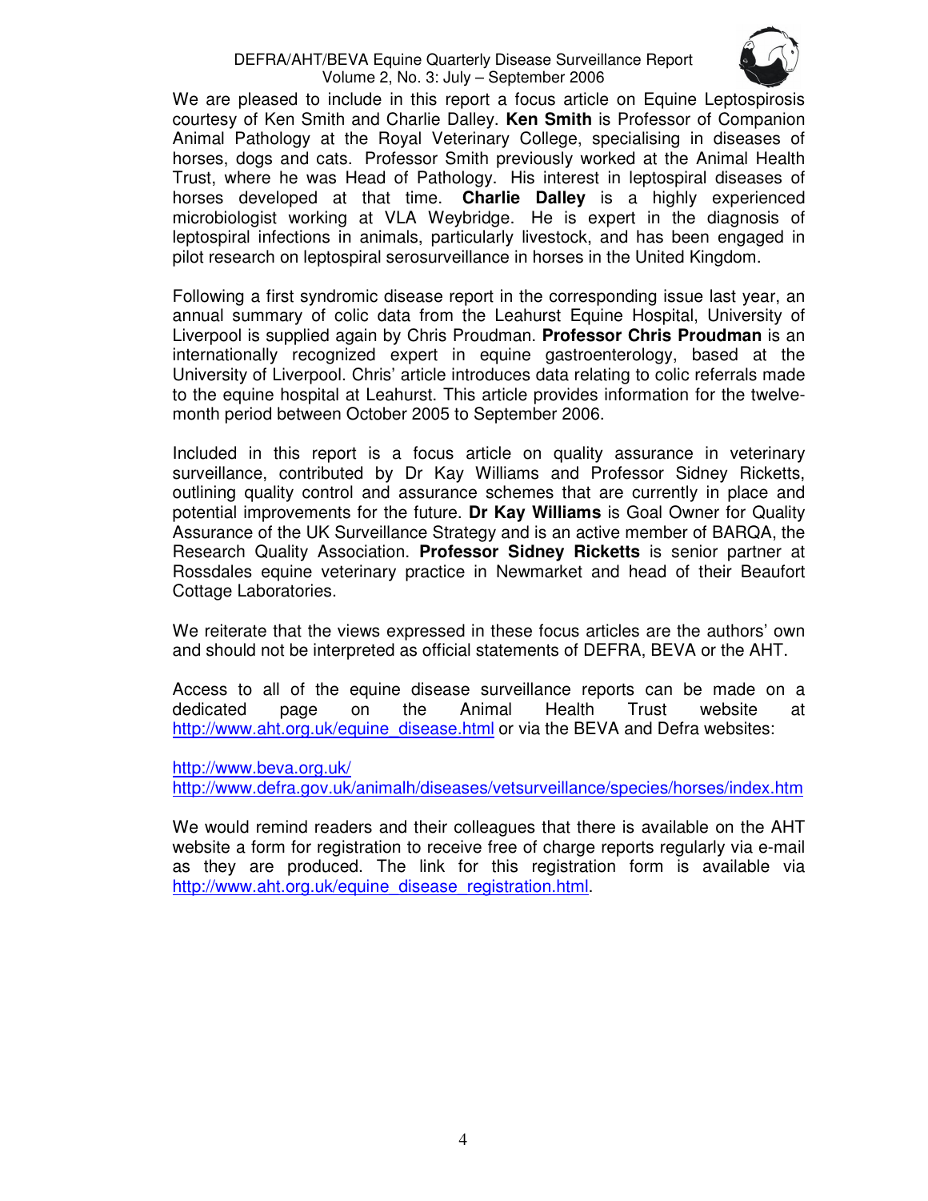We are pleased to include in this report a focus article on Equine Leptospirosis courtesy of Ken Smith and Charlie Dalley. **Ken Smith** is Professor of Companion Animal Pathology at the Royal Veterinary College, specialising in diseases of horses, dogs and cats. Professor Smith previously worked at the Animal Health Trust, where he was Head of Pathology. His interest in leptospiral diseases of horses developed at that time. **Charlie Dalley** is a highly experienced microbiologist working at VLA Weybridge. He is expert in the diagnosis of leptospiral infections in animals, particularly livestock, and has been engaged in pilot research on leptospiral serosurveillance in horses in the United Kingdom.

Following a first syndromic disease report in the corresponding issue last year, an annual summary of colic data from the Leahurst Equine Hospital, University of Liverpool is supplied again by Chris Proudman. **Professor Chris Proudman** is an internationally recognized expert in equine gastroenterology, based at the University of Liverpool. Chris' article introduces data relating to colic referrals made to the equine hospital at Leahurst. This article provides information for the twelve-month period between October 2005 to September 2006.

Included in this report is a focus article on quality assurance in veterinary surveillance, contributed by Dr Kay Williams and Professor Sidney Ricketts, outlining quality control and assurance schemes that are currently in place and potential improvements for the future. **Dr Kay Williams** is Goal Owner for Quality Assurance of the UK Surveillance Strategy and is an active member of BARQA, the Research Quality Association. **Professor Sidney Ricketts** is senior partner at Rossdales equine veterinary practice in Newmarket and head of their Beaufort Cottage Laboratories.

We reiterate that the views expressed in these focus articles are the authors' own and should not be interpreted as official statements of DEFRA, BEVA or the AHT.

Access to all of the equine disease surveillance reports can be made on a dedicated page on the Animal Health Trust website at http://www.aht.org.uk/equine_disease.html or via the BEVA and Defra websites:

http://www.beva.org.uk/
http://www.defra.gov.uk/animalh/diseases/vetsurveillance/species/horses/index.htm

We would remind readers and their colleagues that there is available on the AHT website a form for registration to receive free of charge reports regularly via e-mail as they are produced. The link for this registration form is available via http://www.aht.org.uk/equine_disease_registration.html.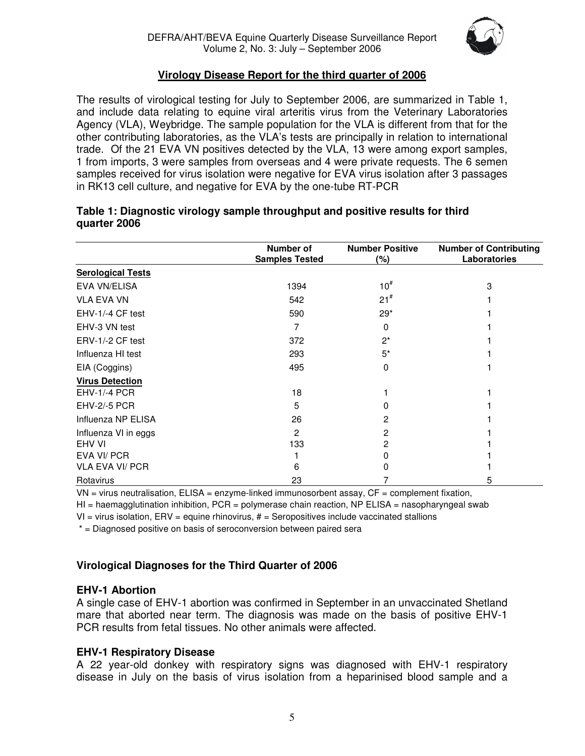## Virology Disease Report for the third quarter of 2006

The results of virological testing for July to September 2006, are summarized in Table 1, and include data relating to equine viral arteritis virus from the Veterinary Laboratories Agency (VLA), Weybridge. The sample population for the VLA is different from that for the other contributing laboratories, as the VLA's tests are principally in relation to international trade. Of the 21 EVA VN positives detected by the VLA, 13 were among export samples, 1 from imports, 3 were samples from overseas and 4 were private requests. The 6 semen samples received for virus isolation were negative for EVA virus isolation after 3 passages in RK13 cell culture, and negative for EVA by the one-tube RT-PCR

**Table 1: Diagnostic virology sample throughput and positive results for third quarter 2006**

| | Number of Samples Tested | Number Positive (%) | Number of Contributing Laboratories |
|---|---|---|---|
| **Serological Tests** | | | |
| EVA VN/ELISA | 1394 | 10# | 3 |
| VLA EVA VN | 542 | 21# | 1 |
| EHV-1/-4 CF test | 590 | 29* | 1 |
| EHV-3 VN test | 7 | 0 | 1 |
| ERV-1/-2 CF test | 372 | 2* | 1 |
| Influenza HI test | 293 | 5* | 1 |
| EIA (Coggins) | 495 | 0 | 1 |
| **Virus Detection** | | | |
| EHV-1/-4 PCR | 18 | 1 | 1 |
| EHV-2/-5 PCR | 5 | 0 | 1 |
| Influenza NP ELISA | 26 | 2 | 1 |
| Influenza VI in eggs | 2 | 2 | 1 |
| EHV VI | 133 | 2 | 1 |
| EVA VI/ PCR | 1 | 0 | 1 |
| VLA EVA VI/ PCR | 6 | 0 | 1 |
| Rotavirus | 23 | 7 | 5 |

VN = virus neutralisation, ELISA = enzyme-linked immunosorbent assay, CF = complement fixation, HI = haemagglutination inhibition, PCR = polymerase chain reaction, NP ELISA = nasopharyngeal swab VI = virus isolation, ERV = equine rhinovirus, # = Seropositives include vaccinated stallions

\* = Diagnosed positive on basis of seroconversion between paired sera

### Virological Diagnoses for the Third Quarter of 2006

#### EHV-1 Abortion

A single case of EHV-1 abortion was confirmed in September in an unvaccinated Shetland mare that aborted near term. The diagnosis was made on the basis of positive EHV-1 PCR results from fetal tissues. No other animals were affected.

#### EHV-1 Respiratory Disease

A 22 year-old donkey with respiratory signs was diagnosed with EHV-1 respiratory disease in July on the basis of virus isolation from a heparinised blood sample and a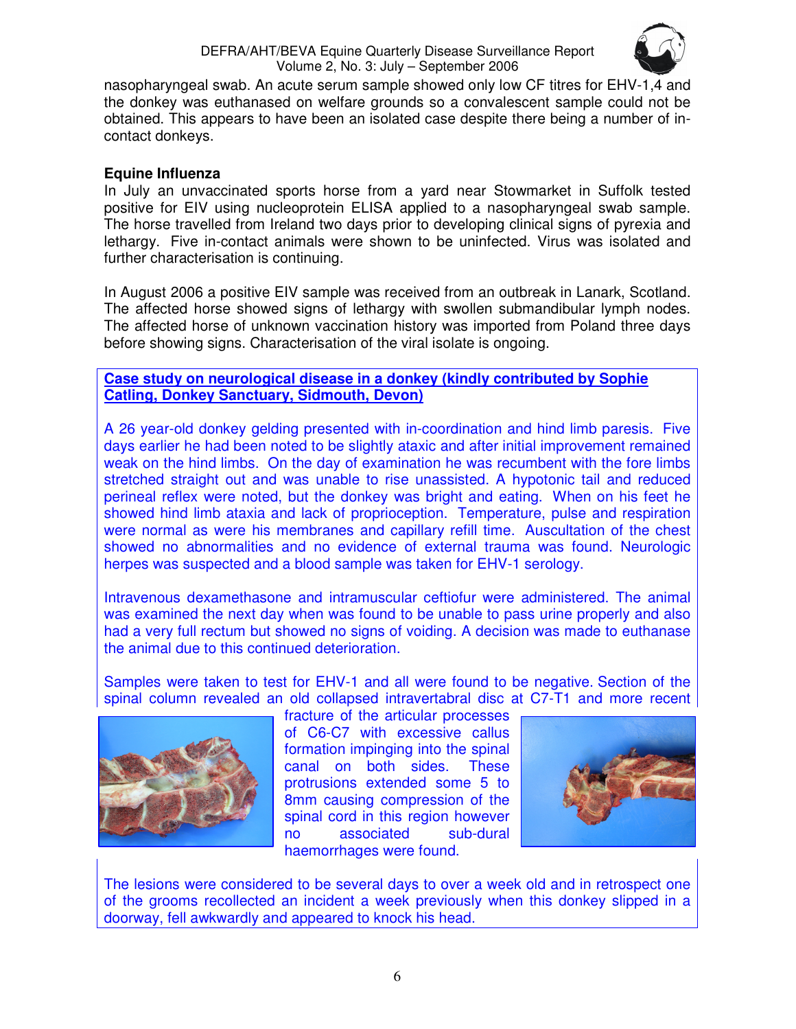nasopharyngeal swab. An acute serum sample showed only low CF titres for EHV-1,4 and the donkey was euthanased on welfare grounds so a convalescent sample could not be obtained. This appears to have been an isolated case despite there being a number of in-contact donkeys.

### Equine Influenza

In July an unvaccinated sports horse from a yard near Stowmarket in Suffolk tested positive for EIV using nucleoprotein ELISA applied to a nasopharyngeal swab sample. The horse travelled from Ireland two days prior to developing clinical signs of pyrexia and lethargy. Five in-contact animals were shown to be uninfected. Virus was isolated and further characterisation is continuing.

In August 2006 a positive EIV sample was received from an outbreak in Lanark, Scotland. The affected horse showed signs of lethargy with swollen submandibular lymph nodes. The affected horse of unknown vaccination history was imported from Poland three days before showing signs. Characterisation of the viral isolate is ongoing.

**Case study on neurological disease in a donkey (kindly contributed by Sophie Catling, Donkey Sanctuary, Sidmouth, Devon)**

A 26 year-old donkey gelding presented with in-coordination and hind limb paresis. Five days earlier he had been noted to be slightly ataxic and after initial improvement remained weak on the hind limbs. On the day of examination he was recumbent with the fore limbs stretched straight out and was unable to rise unassisted. A hypotonic tail and reduced perineal reflex were noted, but the donkey was bright and eating. When on his feet he showed hind limb ataxia and lack of proprioception. Temperature, pulse and respiration were normal as were his membranes and capillary refill time. Auscultation of the chest showed no abnormalities and no evidence of external trauma was found. Neurologic herpes was suspected and a blood sample was taken for EHV-1 serology.

Intravenous dexamethasone and intramuscular ceftiofur were administered. The animal was examined the next day when was found to be unable to pass urine properly and also had a very full rectum but showed no signs of voiding. A decision was made to euthanase the animal due to this continued deterioration.

Samples were taken to test for EHV-1 and all were found to be negative. Section of the spinal column revealed an old collapsed intravertabral disc at C7-T1 and more recent fracture of the articular processes of C6-C7 with excessive callus formation impinging into the spinal canal on both sides. These protrusions extended some 5 to 8mm causing compression of the spinal cord in this region however no associated sub-dural haemorrhages were found.

The lesions were considered to be several days to over a week old and in retrospect one of the grooms recollected an incident a week previously when this donkey slipped in a doorway, fell awkwardly and appeared to knock his head.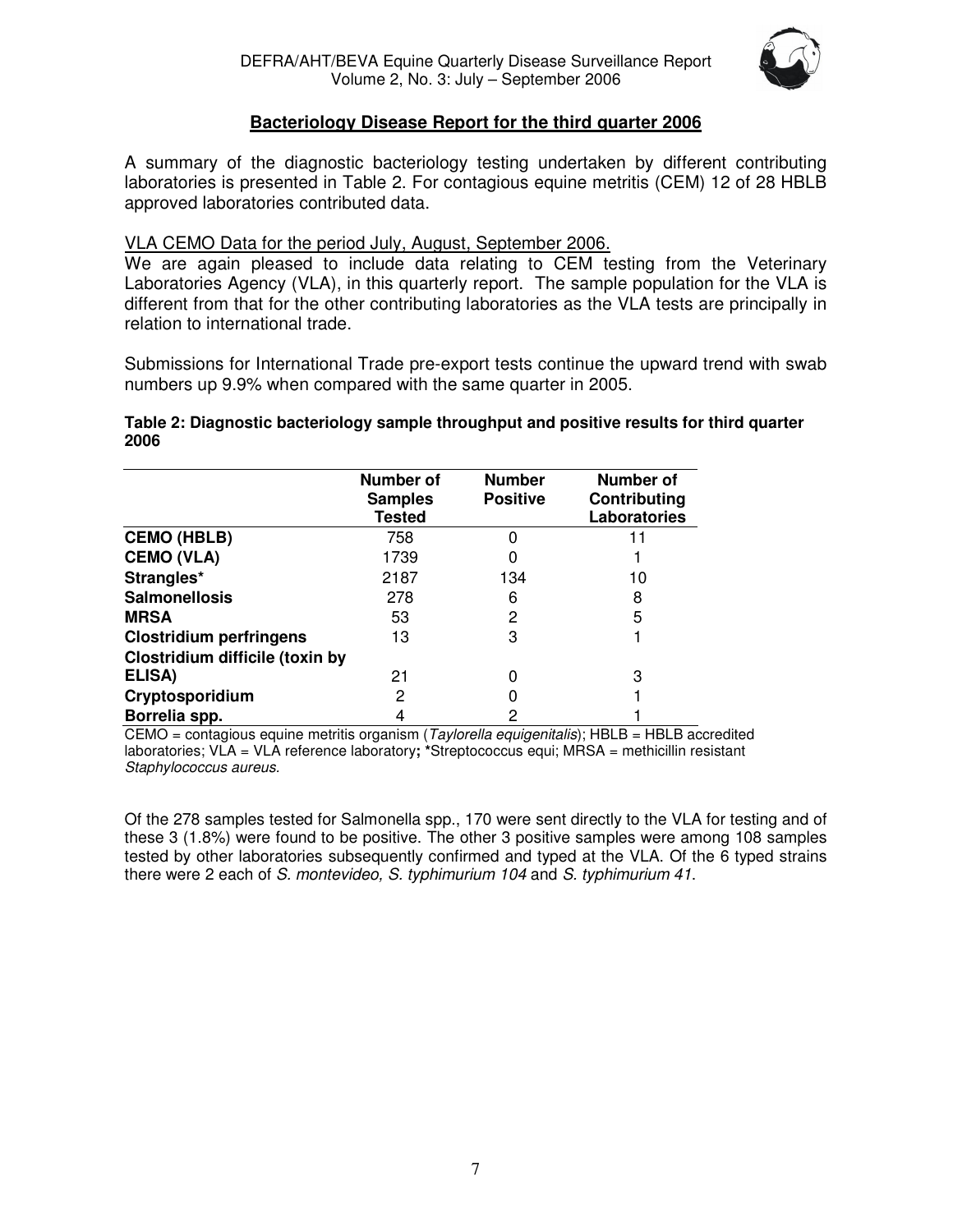## Bacteriology Disease Report for the third quarter 2006

A summary of the diagnostic bacteriology testing undertaken by different contributing laboratories is presented in Table 2. For contagious equine metritis (CEM) 12 of 28 HBLB approved laboratories contributed data.

VLA CEMO Data for the period July, August, September 2006.

We are again pleased to include data relating to CEM testing from the Veterinary Laboratories Agency (VLA), in this quarterly report. The sample population for the VLA is different from that for the other contributing laboratories as the VLA tests are principally in relation to international trade.

Submissions for International Trade pre-export tests continue the upward trend with swab numbers up 9.9% when compared with the same quarter in 2005.

**Table 2: Diagnostic bacteriology sample throughput and positive results for third quarter 2006**

| | Number of Samples Tested | Number Positive | Number of Contributing Laboratories |
|---|---|---|---|
| **CEMO (HBLB)** | 758 | 0 | 11 |
| **CEMO (VLA)** | 1739 | 0 | 1 |
| **Strangles*** | 2187 | 134 | 10 |
| **Salmonellosis** | 278 | 6 | 8 |
| **MRSA** | 53 | 2 | 5 |
| **Clostridium perfringens** | 13 | 3 | 1 |
| **Clostridium difficile (toxin by ELISA)** | 21 | 0 | 3 |
| **Cryptosporidium** | 2 | 0 | 1 |
| **Borrelia spp.** | 4 | 2 | 1 |

CEMO = contagious equine metritis organism (*Taylorella equigenitalis*); HBLB = HBLB accredited laboratories; VLA = VLA reference laboratory**;** *Streptococcus equi; MRSA = methicillin resistant *Staphylococcus aureus.*

Of the 278 samples tested for Salmonella spp., 170 were sent directly to the VLA for testing and of these 3 (1.8%) were found to be positive. The other 3 positive samples were among 108 samples tested by other laboratories subsequently confirmed and typed at the VLA. Of the 6 typed strains there were 2 each of *S. montevideo, S. typhimurium 104* and *S. typhimurium 41*.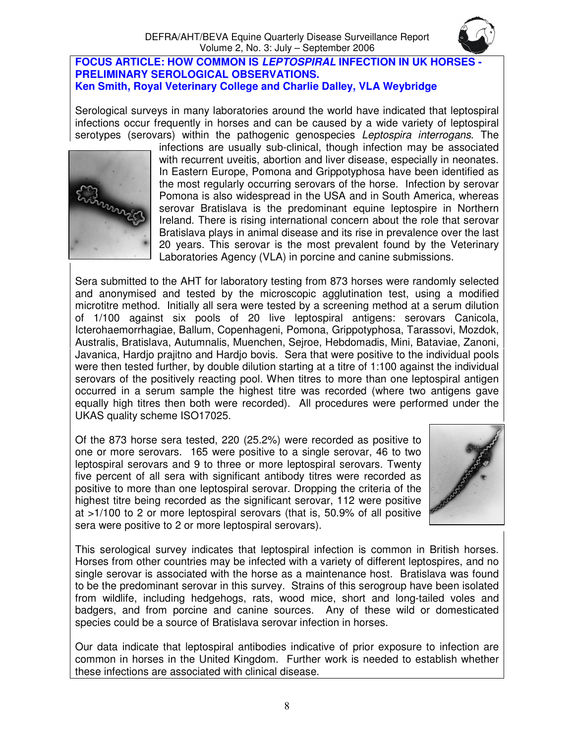## FOCUS ARTICLE: HOW COMMON IS *LEPTOSPIRAL* INFECTION IN UK HORSES - PRELIMINARY SEROLOGICAL OBSERVATIONS.

**Ken Smith, Royal Veterinary College and Charlie Dalley, VLA Weybridge**

Serological surveys in many laboratories around the world have indicated that leptospiral infections occur frequently in horses and can be caused by a wide variety of leptospiral serotypes (serovars) within the pathogenic genospecies *Leptospira interrogans*. The infections are usually sub-clinical, though infection may be associated with recurrent uveitis, abortion and liver disease, especially in neonates. In Eastern Europe, Pomona and Grippotyphosa have been identified as the most regularly occurring serovars of the horse. Infection by serovar Pomona is also widespread in the USA and in South America, whereas serovar Bratislava is the predominant equine leptospire in Northern Ireland. There is rising international concern about the role that serovar Bratislava plays in animal disease and its rise in prevalence over the last 20 years. This serovar is the most prevalent found by the Veterinary Laboratories Agency (VLA) in porcine and canine submissions.

Sera submitted to the AHT for laboratory testing from 873 horses were randomly selected and anonymised and tested by the microscopic agglutination test, using a modified microtitre method. Initially all sera were tested by a screening method at a serum dilution of 1/100 against six pools of 20 live leptospiral antigens: serovars Canicola, Icterohaemorrhagiae, Ballum, Copenhageni, Pomona, Grippotyphosa, Tarassovi, Mozdok, Australis, Bratislava, Autumnalis, Muenchen, Sejroe, Hebdomadis, Mini, Bataviae, Zanoni, Javanica, Hardjo prajitno and Hardjo bovis. Sera that were positive to the individual pools were then tested further, by double dilution starting at a titre of 1:100 against the individual serovars of the positively reacting pool. When titres to more than one leptospiral antigen occurred in a serum sample the highest titre was recorded (where two antigens gave equally high titres then both were recorded). All procedures were performed under the UKAS quality scheme ISO17025.

Of the 873 horse sera tested, 220 (25.2%) were recorded as positive to one or more serovars. 165 were positive to a single serovar, 46 to two leptospiral serovars and 9 to three or more leptospiral serovars. Twenty five percent of all sera with significant antibody titres were recorded as positive to more than one leptospiral serovar. Dropping the criteria of the highest titre being recorded as the significant serovar, 112 were positive at >1/100 to 2 or more leptospiral serovars (that is, 50.9% of all positive sera were positive to 2 or more leptospiral serovars).

This serological survey indicates that leptospiral infection is common in British horses. Horses from other countries may be infected with a variety of different leptospires, and no single serovar is associated with the horse as a maintenance host. Bratislava was found to be the predominant serovar in this survey. Strains of this serogroup have been isolated from wildlife, including hedgehogs, rats, wood mice, short and long-tailed voles and badgers, and from porcine and canine sources. Any of these wild or domesticated species could be a source of Bratislava serovar infection in horses.

Our data indicate that leptospiral antibodies indicative of prior exposure to infection are common in horses in the United Kingdom. Further work is needed to establish whether these infections are associated with clinical disease.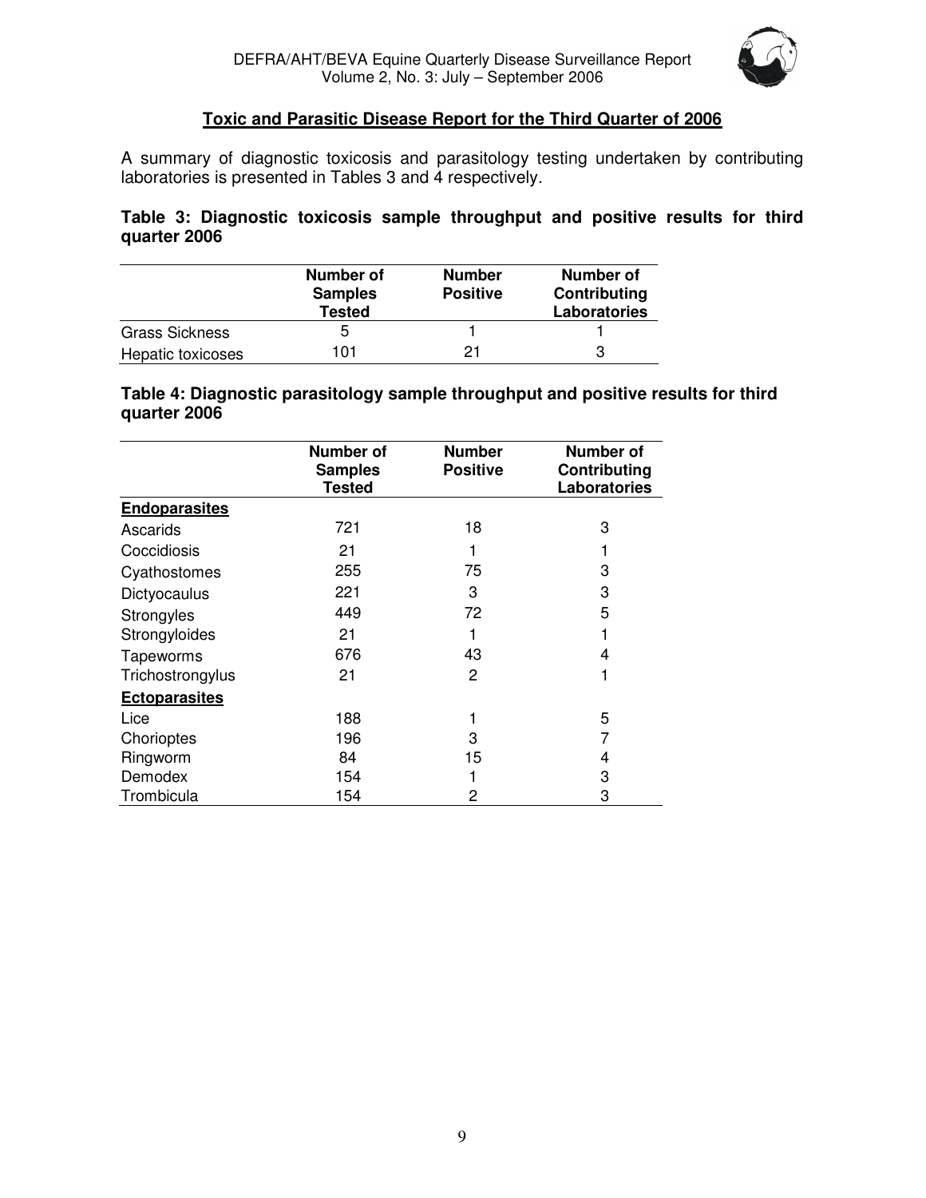## Toxic and Parasitic Disease Report for the Third Quarter of 2006

A summary of diagnostic toxicosis and parasitology testing undertaken by contributing laboratories is presented in Tables 3 and 4 respectively.

**Table 3: Diagnostic toxicosis sample throughput and positive results for third quarter 2006**

| | Number of Samples Tested | Number Positive | Number of Contributing Laboratories |
|---|---|---|---|
| Grass Sickness | 5 | 1 | 1 |
| Hepatic toxicoses | 101 | 21 | 3 |

**Table 4: Diagnostic parasitology sample throughput and positive results for third quarter 2006**

| | Number of Samples Tested | Number Positive | Number of Contributing Laboratories |
|---|---|---|---|
| **Endoparasites** | | | |
| Ascarids | 721 | 18 | 3 |
| Coccidiosis | 21 | 1 | 1 |
| Cyathostomes | 255 | 75 | 3 |
| Dictyocaulus | 221 | 3 | 3 |
| Strongyles | 449 | 72 | 5 |
| Strongyloides | 21 | 1 | 1 |
| Tapeworms | 676 | 43 | 4 |
| Trichostrongylus | 21 | 2 | 1 |
| **Ectoparasites** | | | |
| Lice | 188 | 1 | 5 |
| Chorioptes | 196 | 3 | 7 |
| Ringworm | 84 | 15 | 4 |
| Demodex | 154 | 1 | 3 |
| Trombicula | 154 | 2 | 3 |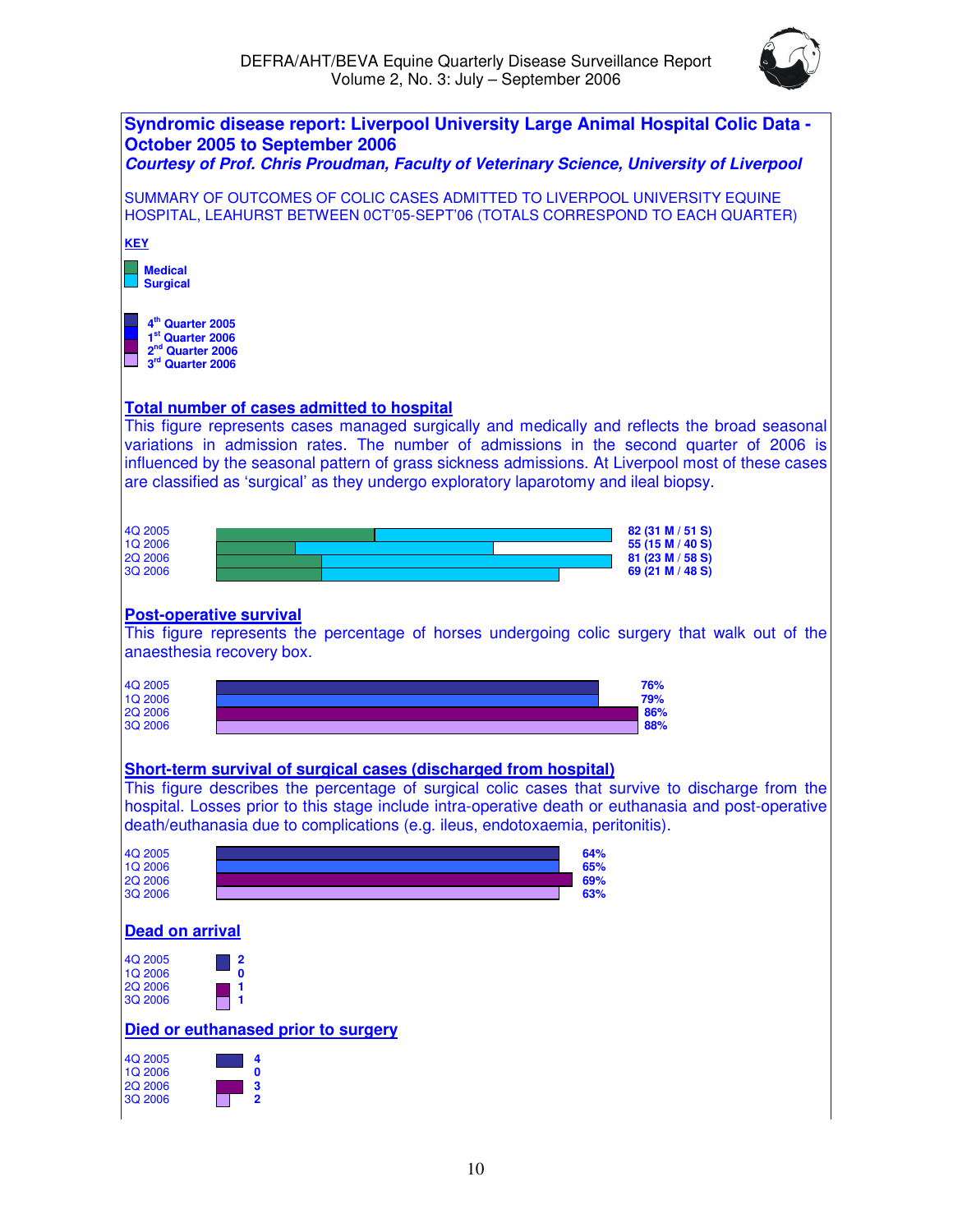## Syndromic disease report: Liverpool University Large Animal Hospital Colic Data - October 2005 to September 2006

***Courtesy of Prof. Chris Proudman, Faculty of Veterinary Science, University of Liverpool***

SUMMARY OF OUTCOMES OF COLIC CASES ADMITTED TO LIVERPOOL UNIVERSITY EQUINE HOSPITAL, LEAHURST BETWEEN 0CT'05-SEPT'06 (TOTALS CORRESPOND TO EACH QUARTER)

**KEY**

**Medical**
**Surgical**

**4th Quarter 2005**
**1st Quarter 2006**
**2nd Quarter 2006**
**3rd Quarter 2006**

### Total number of cases admitted to hospital

This figure represents cases managed surgically and medically and reflects the broad seasonal variations in admission rates. The number of admissions in the second quarter of 2006 is influenced by the seasonal pattern of grass sickness admissions. At Liverpool most of these cases are classified as 'surgical' as they undergo exploratory laparotomy and ileal biopsy.

| Quarter | Total |
|---|---|
| 4Q 2005 | 82 (31 M / 51 S) |
| 1Q 2006 | 55 (15 M / 40 S) |
| 2Q 2006 | 81 (23 M / 58 S) |
| 3Q 2006 | 69 (21 M / 48 S) |

### Post-operative survival

This figure represents the percentage of horses undergoing colic surgery that walk out of the anaesthesia recovery box.

| Quarter | Survival |
|---|---|
| 4Q 2005 | 76% |
| 1Q 2006 | 79% |
| 2Q 2006 | 86% |
| 3Q 2006 | 88% |

### Short-term survival of surgical cases (discharged from hospital)

This figure describes the percentage of surgical colic cases that survive to discharge from the hospital. Losses prior to this stage include intra-operative death or euthanasia and post-operative death/euthanasia due to complications (e.g. ileus, endotoxaemia, peritonitis).

| Quarter | Survival |
|---|---|
| 4Q 2005 | 64% |
| 1Q 2006 | 65% |
| 2Q 2006 | 69% |
| 3Q 2006 | 63% |

### Dead on arrival

| Quarter | Number |
|---|---|
| 4Q 2005 | 2 |
| 1Q 2006 | 0 |
| 2Q 2006 | 1 |
| 3Q 2006 | 1 |

### Died or euthanased prior to surgery

| Quarter | Number |
|---|---|
| 4Q 2005 | 4 |
| 1Q 2006 | 0 |
| 2Q 2006 | 3 |
| 3Q 2006 | 2 |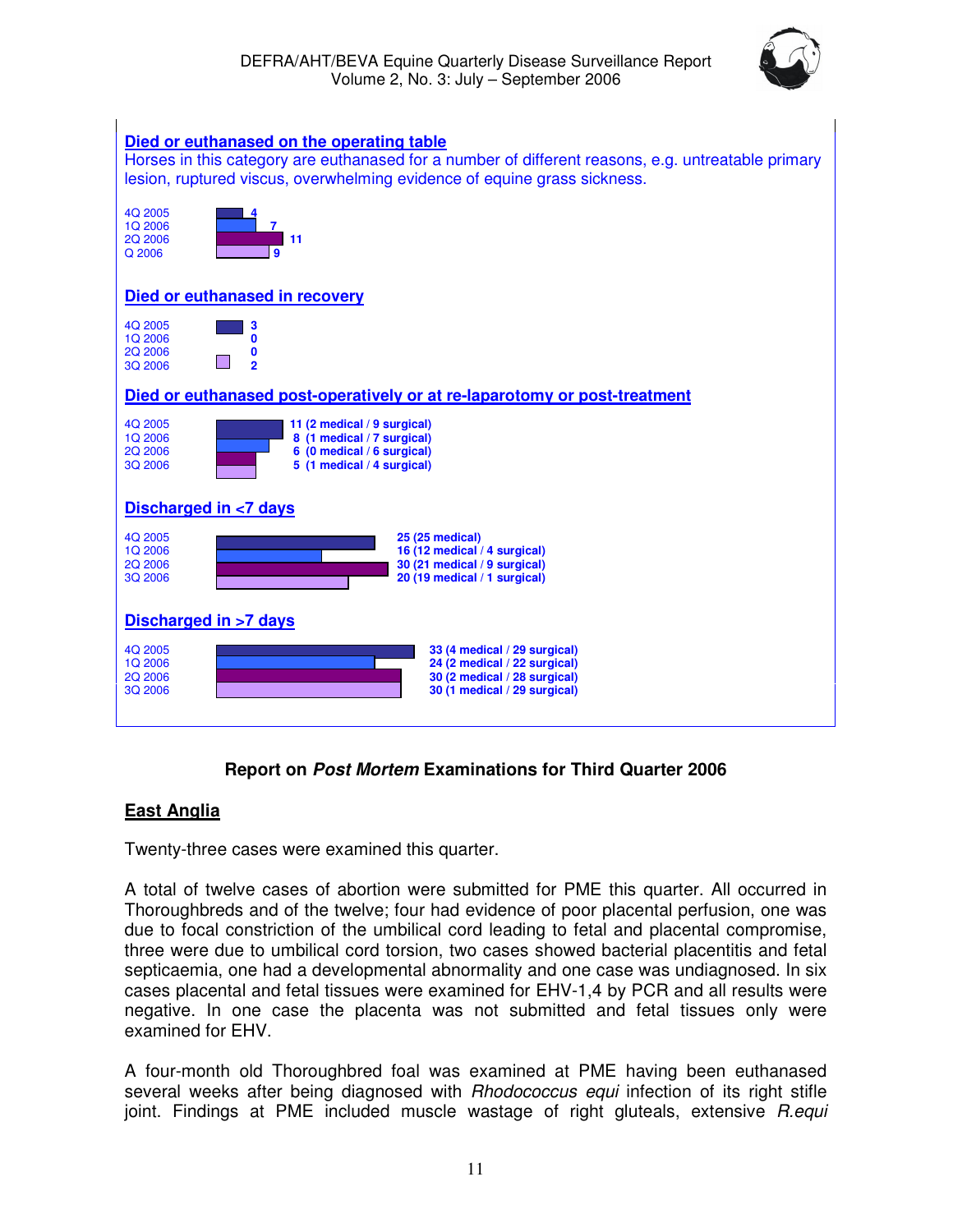**Died or euthanased on the operating table**

Horses in this category are euthanased for a number of different reasons, e.g. untreatable primary lesion, ruptured viscus, overwhelming evidence of equine grass sickness.

| Quarter | Number |
|---|---|
| 4Q 2005 | 4 |
| 1Q 2006 | 7 |
| 2Q 2006 | 11 |
| Q 2006 | 9 |

**Died or euthanased in recovery**

| Quarter | Number |
|---|---|
| 4Q 2005 | 3 |
| 1Q 2006 | 0 |
| 2Q 2006 | 0 |
| 3Q 2006 | 2 |

**Died or euthanased post-operatively or at re-laparotomy or post-treatment**

| Quarter | Number |
|---|---|
| 4Q 2005 | 11 (2 medical / 9 surgical) |
| 1Q 2006 | 8 (1 medical / 7 surgical) |
| 2Q 2006 | 6 (0 medical / 6 surgical) |
| 3Q 2006 | 5 (1 medical / 4 surgical) |

**Discharged in <7 days**

| Quarter | Number |
|---|---|
| 4Q 2005 | 25 (25 medical) |
| 1Q 2006 | 16 (12 medical / 4 surgical) |
| 2Q 2006 | 30 (21 medical / 9 surgical) |
| 3Q 2006 | 20 (19 medical / 1 surgical) |

**Discharged in >7 days**

| Quarter | Number |
|---|---|
| 4Q 2005 | 33 (4 medical / 29 surgical) |
| 1Q 2006 | 24 (2 medical / 22 surgical) |
| 2Q 2006 | 30 (2 medical / 28 surgical) |
| 3Q 2006 | 30 (1 medical / 29 surgical) |

## Report on *Post Mortem* Examinations for Third Quarter 2006

### East Anglia

Twenty-three cases were examined this quarter.

A total of twelve cases of abortion were submitted for PME this quarter. All occurred in Thoroughbreds and of the twelve; four had evidence of poor placental perfusion, one was due to focal constriction of the umbilical cord leading to fetal and placental compromise, three were due to umbilical cord torsion, two cases showed bacterial placentitis and fetal septicaemia, one had a developmental abnormality and one case was undiagnosed. In six cases placental and fetal tissues were examined for EHV-1,4 by PCR and all results were negative. In one case the placenta was not submitted and fetal tissues only were examined for EHV.

A four-month old Thoroughbred foal was examined at PME having been euthanased several weeks after being diagnosed with *Rhodococcus equi* infection of its right stifle joint. Findings at PME included muscle wastage of right gluteals, extensive *R.equi*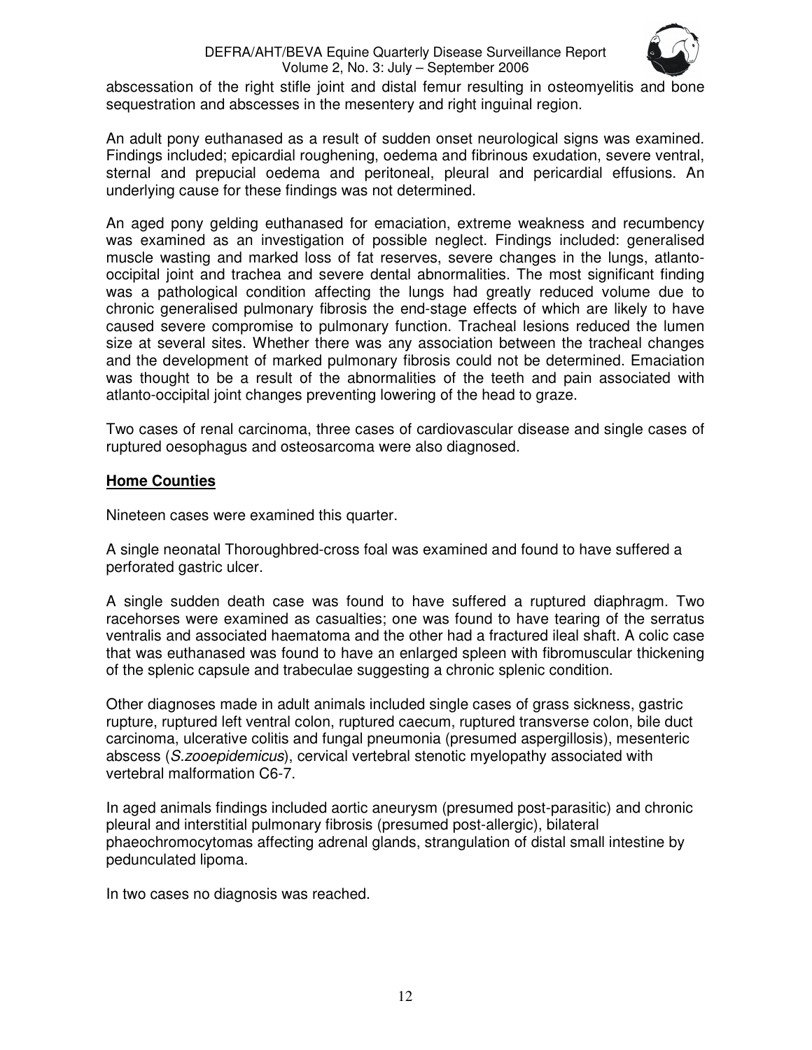abscessation of the right stifle joint and distal femur resulting in osteomyelitis and bone sequestration and abscesses in the mesentery and right inguinal region.

An adult pony euthanased as a result of sudden onset neurological signs was examined. Findings included; epicardial roughening, oedema and fibrinous exudation, severe ventral, sternal and prepucial oedema and peritoneal, pleural and pericardial effusions. An underlying cause for these findings was not determined.

An aged pony gelding euthanased for emaciation, extreme weakness and recumbency was examined as an investigation of possible neglect. Findings included: generalised muscle wasting and marked loss of fat reserves, severe changes in the lungs, atlanto-occipital joint and trachea and severe dental abnormalities. The most significant finding was a pathological condition affecting the lungs had greatly reduced volume due to chronic generalised pulmonary fibrosis the end-stage effects of which are likely to have caused severe compromise to pulmonary function. Tracheal lesions reduced the lumen size at several sites. Whether there was any association between the tracheal changes and the development of marked pulmonary fibrosis could not be determined. Emaciation was thought to be a result of the abnormalities of the teeth and pain associated with atlanto-occipital joint changes preventing lowering of the head to graze.

Two cases of renal carcinoma, three cases of cardiovascular disease and single cases of ruptured oesophagus and osteosarcoma were also diagnosed.

## Home Counties

Nineteen cases were examined this quarter.

A single neonatal Thoroughbred-cross foal was examined and found to have suffered a perforated gastric ulcer.

A single sudden death case was found to have suffered a ruptured diaphragm. Two racehorses were examined as casualties; one was found to have tearing of the serratus ventralis and associated haematoma and the other had a fractured ileal shaft. A colic case that was euthanased was found to have an enlarged spleen with fibromuscular thickening of the splenic capsule and trabeculae suggesting a chronic splenic condition.

Other diagnoses made in adult animals included single cases of grass sickness, gastric rupture, ruptured left ventral colon, ruptured caecum, ruptured transverse colon, bile duct carcinoma, ulcerative colitis and fungal pneumonia (presumed aspergillosis), mesenteric abscess (*S.zooepidemicus*), cervical vertebral stenotic myelopathy associated with vertebral malformation C6-7.

In aged animals findings included aortic aneurysm (presumed post-parasitic) and chronic pleural and interstitial pulmonary fibrosis (presumed post-allergic), bilateral phaeochromocytomas affecting adrenal glands, strangulation of distal small intestine by pedunculated lipoma.

In two cases no diagnosis was reached.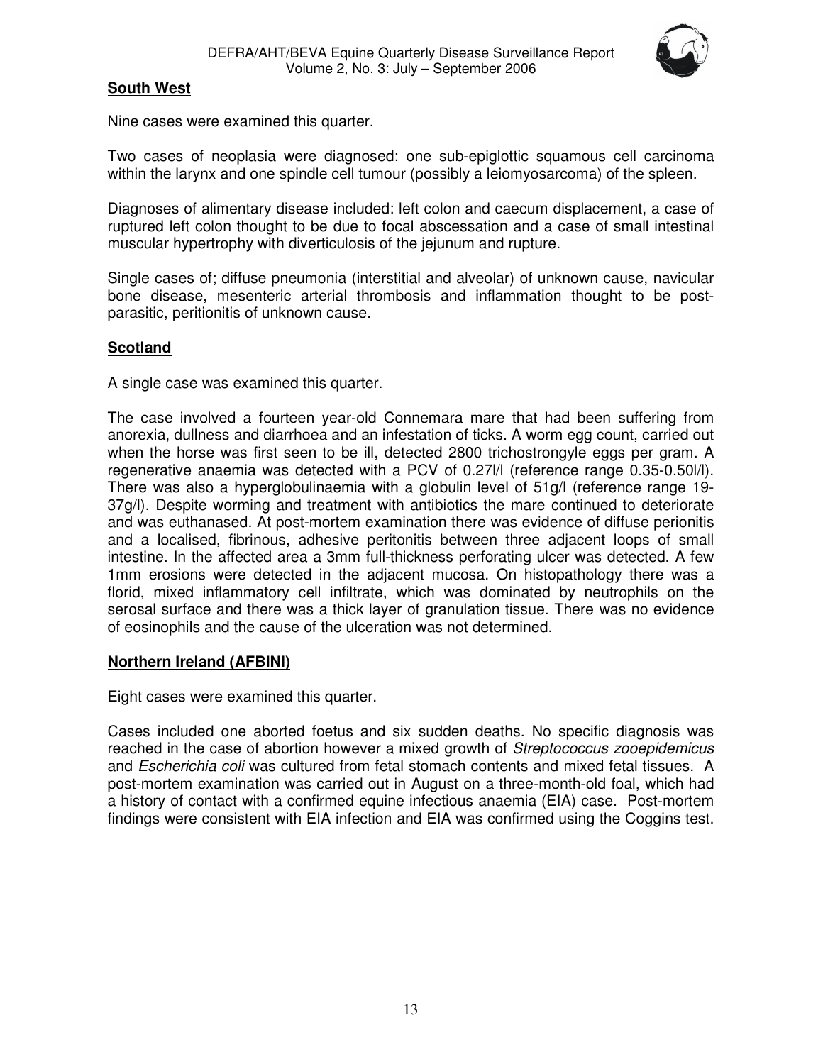## South West

Nine cases were examined this quarter.

Two cases of neoplasia were diagnosed: one sub-epiglottic squamous cell carcinoma within the larynx and one spindle cell tumour (possibly a leiomyosarcoma) of the spleen.

Diagnoses of alimentary disease included: left colon and caecum displacement, a case of ruptured left colon thought to be due to focal abscessation and a case of small intestinal muscular hypertrophy with diverticulosis of the jejunum and rupture.

Single cases of; diffuse pneumonia (interstitial and alveolar) of unknown cause, navicular bone disease, mesenteric arterial thrombosis and inflammation thought to be post-parasitic, peritionitis of unknown cause.

## Scotland

A single case was examined this quarter.

The case involved a fourteen year-old Connemara mare that had been suffering from anorexia, dullness and diarrhoea and an infestation of ticks. A worm egg count, carried out when the horse was first seen to be ill, detected 2800 trichostrongyle eggs per gram. A regenerative anaemia was detected with a PCV of 0.27l/l (reference range 0.35-0.50l/l). There was also a hyperglobulinaemia with a globulin level of 51g/l (reference range 19-37g/l). Despite worming and treatment with antibiotics the mare continued to deteriorate and was euthanased. At post-mortem examination there was evidence of diffuse perionitis and a localised, fibrinous, adhesive peritonitis between three adjacent loops of small intestine. In the affected area a 3mm full-thickness perforating ulcer was detected. A few 1mm erosions were detected in the adjacent mucosa. On histopathology there was a florid, mixed inflammatory cell infiltrate, which was dominated by neutrophils on the serosal surface and there was a thick layer of granulation tissue. There was no evidence of eosinophils and the cause of the ulceration was not determined.

## Northern Ireland (AFBINI)

Eight cases were examined this quarter.

Cases included one aborted foetus and six sudden deaths. No specific diagnosis was reached in the case of abortion however a mixed growth of *Streptococcus zooepidemicus* and *Escherichia coli* was cultured from fetal stomach contents and mixed fetal tissues. A post-mortem examination was carried out in August on a three-month-old foal, which had a history of contact with a confirmed equine infectious anaemia (EIA) case. Post-mortem findings were consistent with EIA infection and EIA was confirmed using the Coggins test.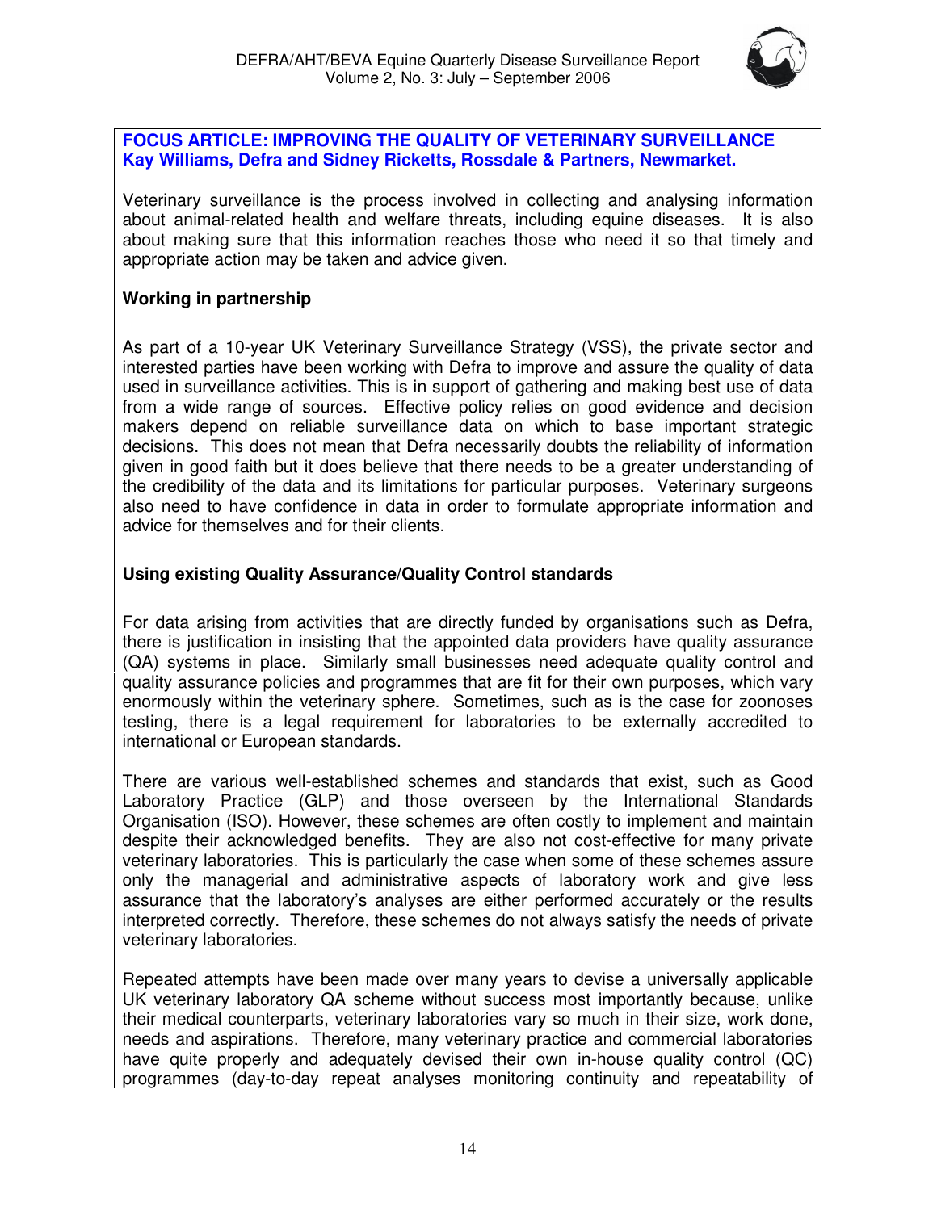**FOCUS ARTICLE: IMPROVING THE QUALITY OF VETERINARY SURVEILLANCE**
**Kay Williams, Defra and Sidney Ricketts, Rossdale & Partners, Newmarket.**

Veterinary surveillance is the process involved in collecting and analysing information about animal-related health and welfare threats, including equine diseases. It is also about making sure that this information reaches those who need it so that timely and appropriate action may be taken and advice given.

**Working in partnership**

As part of a 10-year UK Veterinary Surveillance Strategy (VSS), the private sector and interested parties have been working with Defra to improve and assure the quality of data used in surveillance activities. This is in support of gathering and making best use of data from a wide range of sources. Effective policy relies on good evidence and decision makers depend on reliable surveillance data on which to base important strategic decisions. This does not mean that Defra necessarily doubts the reliability of information given in good faith but it does believe that there needs to be a greater understanding of the credibility of the data and its limitations for particular purposes. Veterinary surgeons also need to have confidence in data in order to formulate appropriate information and advice for themselves and for their clients.

**Using existing Quality Assurance/Quality Control standards**

For data arising from activities that are directly funded by organisations such as Defra, there is justification in insisting that the appointed data providers have quality assurance (QA) systems in place. Similarly small businesses need adequate quality control and quality assurance policies and programmes that are fit for their own purposes, which vary enormously within the veterinary sphere. Sometimes, such as is the case for zoonoses testing, there is a legal requirement for laboratories to be externally accredited to international or European standards.

There are various well-established schemes and standards that exist, such as Good Laboratory Practice (GLP) and those overseen by the International Standards Organisation (ISO). However, these schemes are often costly to implement and maintain despite their acknowledged benefits. They are also not cost-effective for many private veterinary laboratories. This is particularly the case when some of these schemes assure only the managerial and administrative aspects of laboratory work and give less assurance that the laboratory's analyses are either performed accurately or the results interpreted correctly. Therefore, these schemes do not always satisfy the needs of private veterinary laboratories.

Repeated attempts have been made over many years to devise a universally applicable UK veterinary laboratory QA scheme without success most importantly because, unlike their medical counterparts, veterinary laboratories vary so much in their size, work done, needs and aspirations. Therefore, many veterinary practice and commercial laboratories have quite properly and adequately devised their own in-house quality control (QC) programmes (day-to-day repeat analyses monitoring continuity and repeatability of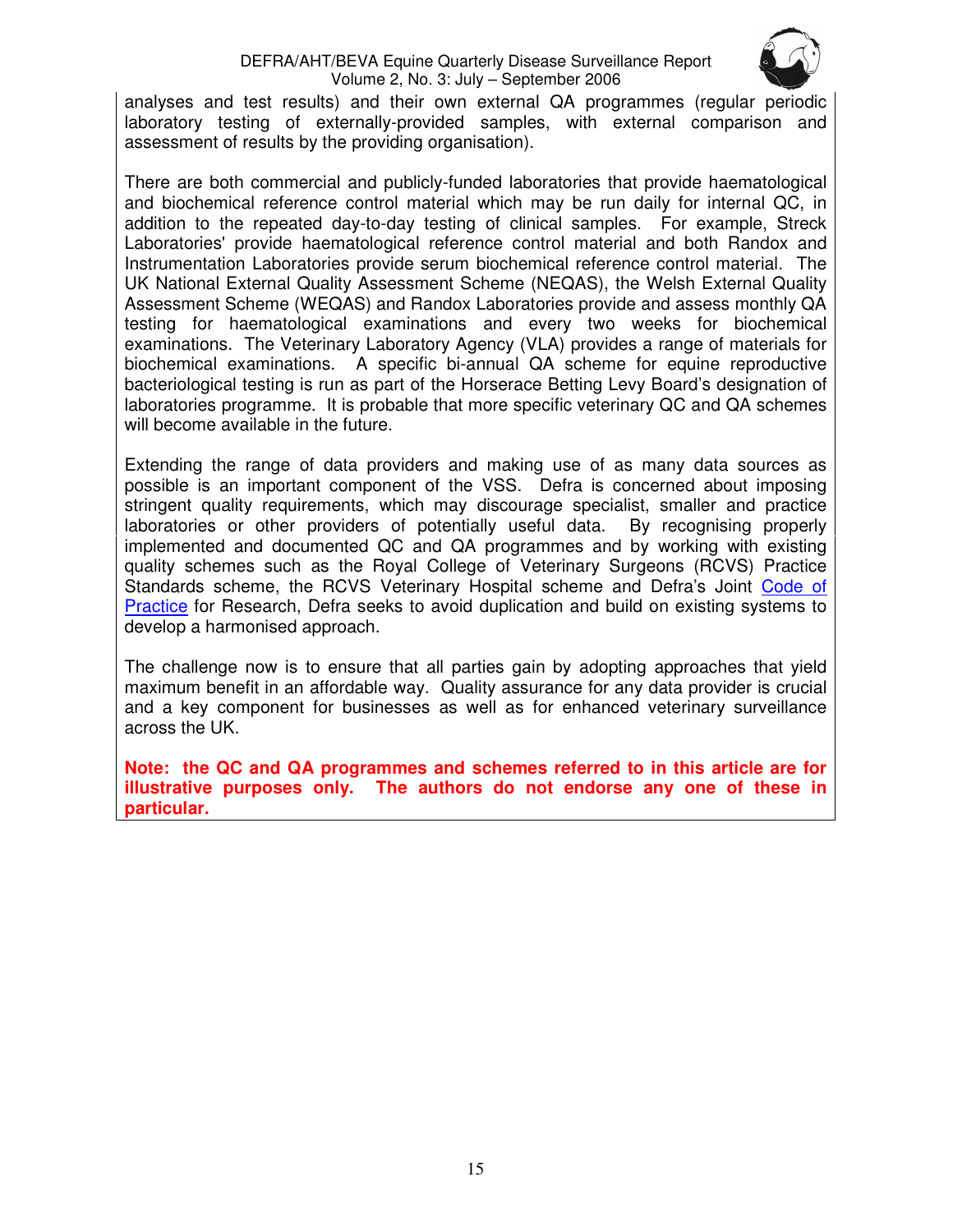analyses and test results) and their own external QA programmes (regular periodic laboratory testing of externally-provided samples, with external comparison and assessment of results by the providing organisation).

There are both commercial and publicly-funded laboratories that provide haematological and biochemical reference control material which may be run daily for internal QC, in addition to the repeated day-to-day testing of clinical samples. For example, Streck Laboratories' provide haematological reference control material and both Randox and Instrumentation Laboratories provide serum biochemical reference control material. The UK National External Quality Assessment Scheme (NEQAS), the Welsh External Quality Assessment Scheme (WEQAS) and Randox Laboratories provide and assess monthly QA testing for haematological examinations and every two weeks for biochemical examinations. The Veterinary Laboratory Agency (VLA) provides a range of materials for biochemical examinations. A specific bi-annual QA scheme for equine reproductive bacteriological testing is run as part of the Horserace Betting Levy Board's designation of laboratories programme. It is probable that more specific veterinary QC and QA schemes will become available in the future.

Extending the range of data providers and making use of as many data sources as possible is an important component of the VSS. Defra is concerned about imposing stringent quality requirements, which may discourage specialist, smaller and practice laboratories or other providers of potentially useful data. By recognising properly implemented and documented QC and QA programmes and by working with existing quality schemes such as the Royal College of Veterinary Surgeons (RCVS) Practice Standards scheme, the RCVS Veterinary Hospital scheme and Defra's Joint Code of Practice for Research, Defra seeks to avoid duplication and build on existing systems to develop a harmonised approach.

The challenge now is to ensure that all parties gain by adopting approaches that yield maximum benefit in an affordable way. Quality assurance for any data provider is crucial and a key component for businesses as well as for enhanced veterinary surveillance across the UK.

**Note: the QC and QA programmes and schemes referred to in this article are for illustrative purposes only. The authors do not endorse any one of these in particular.**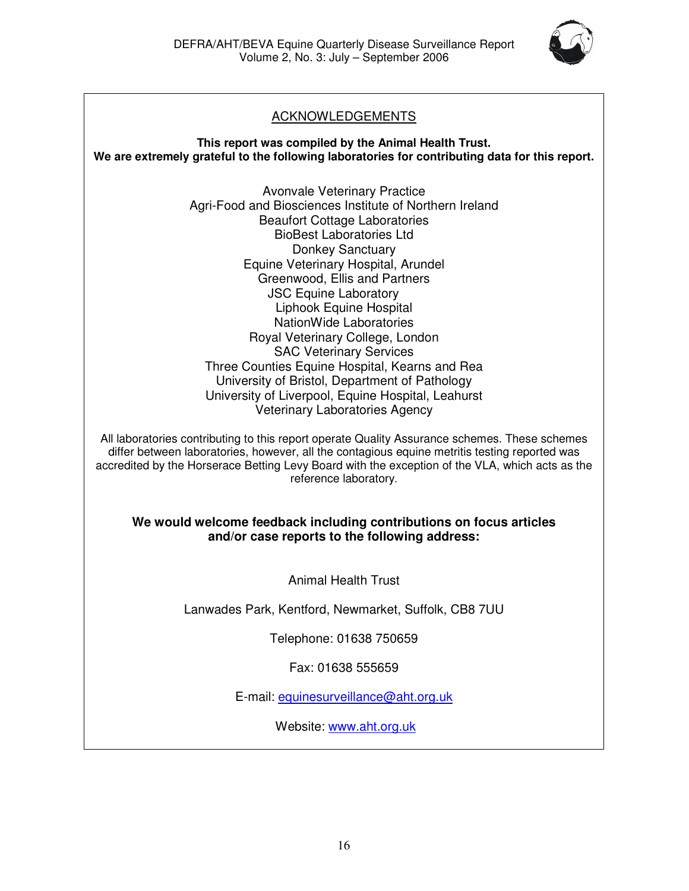## ACKNOWLEDGEMENTS

**This report was compiled by the Animal Health Trust.**
**We are extremely grateful to the following laboratories for contributing data for this report.**

Avonvale Veterinary Practice
Agri-Food and Biosciences Institute of Northern Ireland
Beaufort Cottage Laboratories
BioBest Laboratories Ltd
Donkey Sanctuary
Equine Veterinary Hospital, Arundel
Greenwood, Ellis and Partners
JSC Equine Laboratory
Liphook Equine Hospital
NationWide Laboratories
Royal Veterinary College, London
SAC Veterinary Services
Three Counties Equine Hospital, Kearns and Rea
University of Bristol, Department of Pathology
University of Liverpool, Equine Hospital, Leahurst
Veterinary Laboratories Agency

All laboratories contributing to this report operate Quality Assurance schemes. These schemes differ between laboratories, however, all the contagious equine metritis testing reported was accredited by the Horserace Betting Levy Board with the exception of the VLA, which acts as the reference laboratory.

**We would welcome feedback including contributions on focus articles and/or case reports to the following address:**

Animal Health Trust

Lanwades Park, Kentford, Newmarket, Suffolk, CB8 7UU

Telephone: 01638 750659

Fax: 01638 555659

E-mail: equinesurveillance@aht.org.uk

Website: www.aht.org.uk